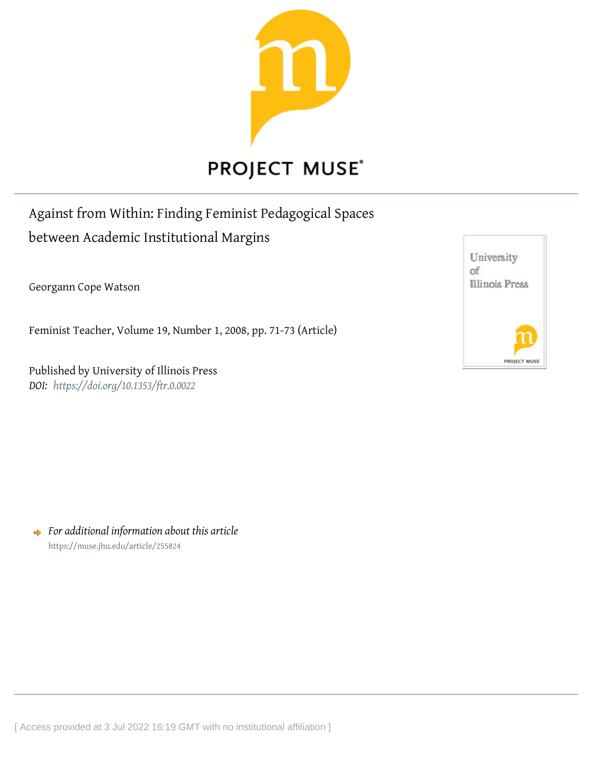PROJECT MUSE

# Against from Within: Finding Feminist Pedagogical Spaces between Academic Institutional Margins

Georgann Cope Watson

Feminist Teacher, Volume 19, Number 1, 2008, pp. 71-73 (Article)

Published by University of Illinois Press
*DOI: https://doi.org/10.1353/ftr.0.0022*

*For additional information about this article*
https://muse.jhu.edu/article/255824

[ Access provided at 3 Jul 2022 16:19 GMT with no institutional affiliation ]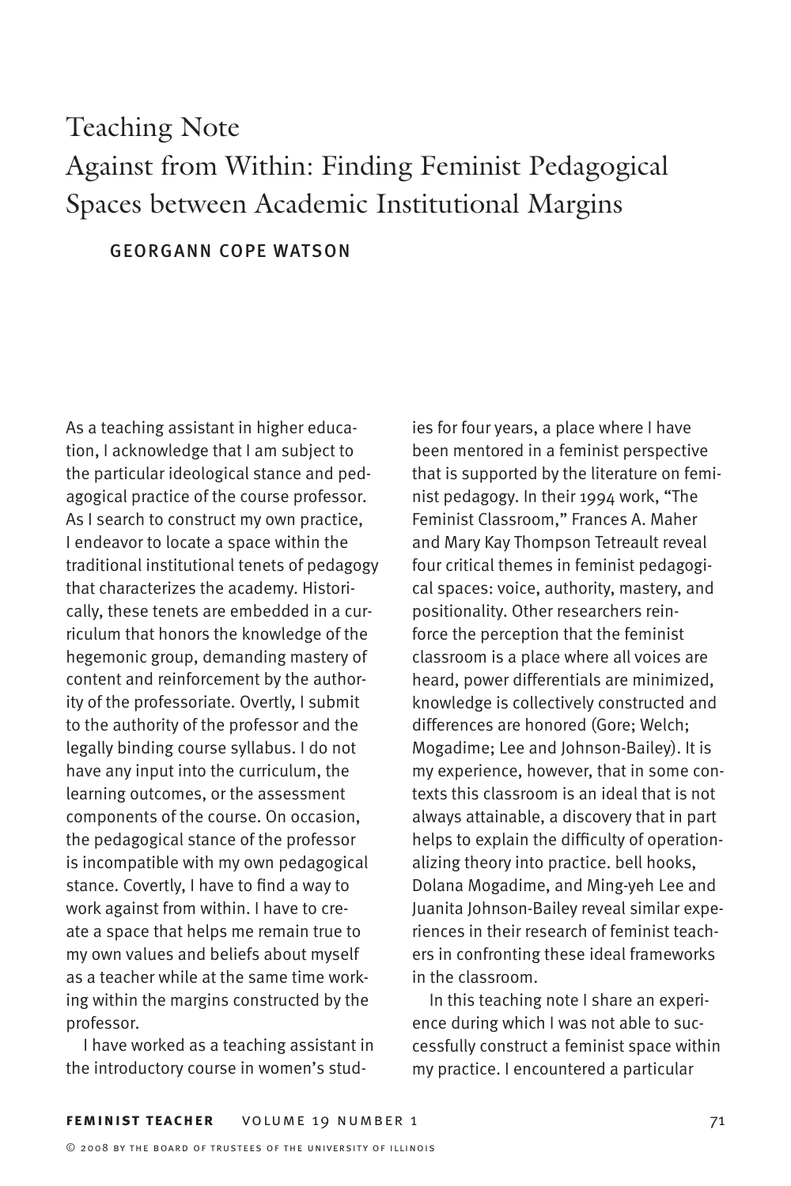# Teaching Note
# Against from Within: Finding Feminist Pedagogical Spaces between Academic Institutional Margins

GEORGANN COPE WATSON

As a teaching assistant in higher education, I acknowledge that I am subject to the particular ideological stance and pedagogical practice of the course professor. As I search to construct my own practice, I endeavor to locate a space within the traditional institutional tenets of pedagogy that characterizes the academy. Historically, these tenets are embedded in a curriculum that honors the knowledge of the hegemonic group, demanding mastery of content and reinforcement by the authority of the professoriate. Overtly, I submit to the authority of the professor and the legally binding course syllabus. I do not have any input into the curriculum, the learning outcomes, or the assessment components of the course. On occasion, the pedagogical stance of the professor is incompatible with my own pedagogical stance. Covertly, I have to find a way to work against from within. I have to create a space that helps me remain true to my own values and beliefs about myself as a teacher while at the same time working within the margins constructed by the professor.

I have worked as a teaching assistant in the introductory course in women's studies for four years, a place where I have been mentored in a feminist perspective that is supported by the literature on feminist pedagogy. In their 1994 work, "The Feminist Classroom," Frances A. Maher and Mary Kay Thompson Tetreault reveal four critical themes in feminist pedagogical spaces: voice, authority, mastery, and positionality. Other researchers reinforce the perception that the feminist classroom is a place where all voices are heard, power differentials are minimized, knowledge is collectively constructed and differences are honored (Gore; Welch; Mogadime; Lee and Johnson-Bailey). It is my experience, however, that in some contexts this classroom is an ideal that is not always attainable, a discovery that in part helps to explain the difficulty of operationalizing theory into practice. bell hooks, Dolana Mogadime, and Ming-yeh Lee and Juanita Johnson-Bailey reveal similar experiences in their research of feminist teachers in confronting these ideal frameworks in the classroom.

In this teaching note I share an experience during which I was not able to successfully construct a feminist space within my practice. I encountered a particular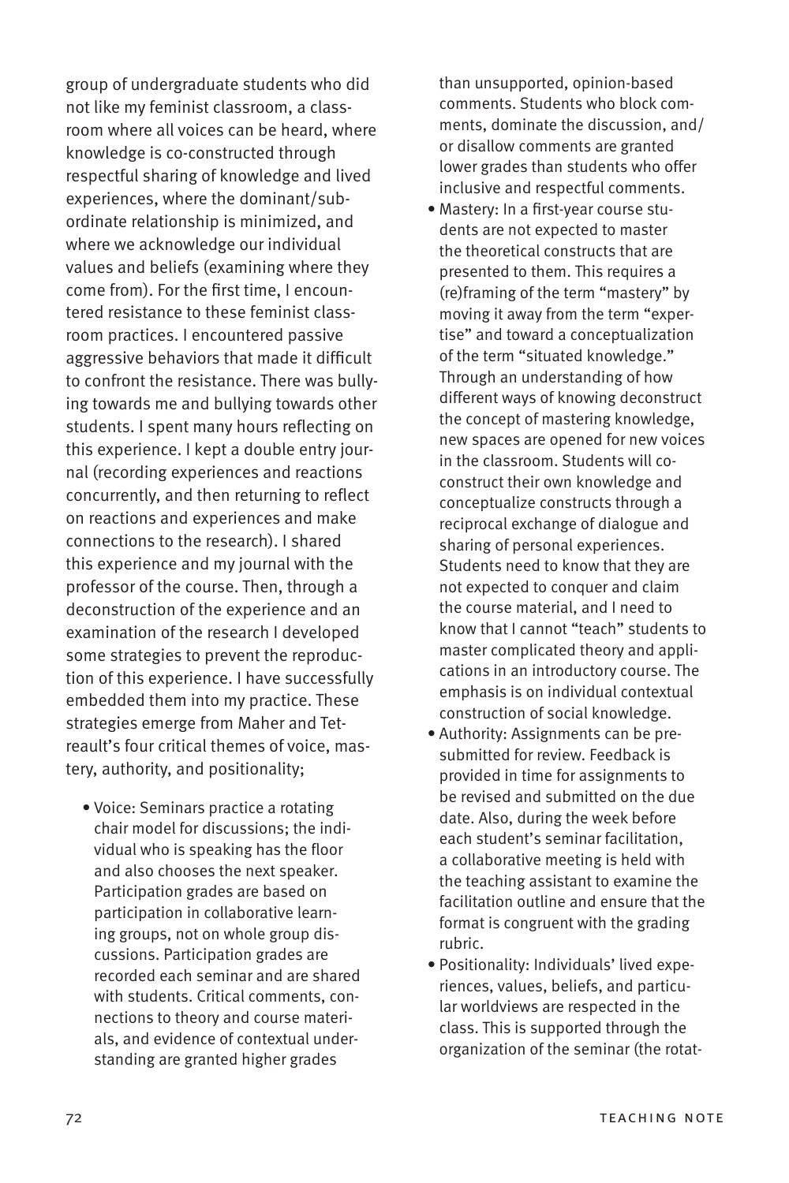group of undergraduate students who did not like my feminist classroom, a classroom where all voices can be heard, where knowledge is co-constructed through respectful sharing of knowledge and lived experiences, where the dominant/subordinate relationship is minimized, and where we acknowledge our individual values and beliefs (examining where they come from). For the first time, I encountered resistance to these feminist classroom practices. I encountered passive aggressive behaviors that made it difficult to confront the resistance. There was bullying towards me and bullying towards other students. I spent many hours reflecting on this experience. I kept a double entry journal (recording experiences and reactions concurrently, and then returning to reflect on reactions and experiences and make connections to the research). I shared this experience and my journal with the professor of the course. Then, through a deconstruction of the experience and an examination of the research I developed some strategies to prevent the reproduction of this experience. I have successfully embedded them into my practice. These strategies emerge from Maher and Tetreault's four critical themes of voice, mastery, authority, and positionality;

- Voice: Seminars practice a rotating chair model for discussions; the individual who is speaking has the floor and also chooses the next speaker. Participation grades are based on participation in collaborative learning groups, not on whole group discussions. Participation grades are recorded each seminar and are shared with students. Critical comments, connections to theory and course materials, and evidence of contextual understanding are granted higher grades than unsupported, opinion-based comments. Students who block comments, dominate the discussion, and/or disallow comments are granted lower grades than students who offer inclusive and respectful comments.
- Mastery: In a first-year course students are not expected to master the theoretical constructs that are presented to them. This requires a (re)framing of the term "mastery" by moving it away from the term "expertise" and toward a conceptualization of the term "situated knowledge." Through an understanding of how different ways of knowing deconstruct the concept of mastering knowledge, new spaces are opened for new voices in the classroom. Students will co-construct their own knowledge and conceptualize constructs through a reciprocal exchange of dialogue and sharing of personal experiences. Students need to know that they are not expected to conquer and claim the course material, and I need to know that I cannot "teach" students to master complicated theory and applications in an introductory course. The emphasis is on individual contextual construction of social knowledge.
- Authority: Assignments can be pre-submitted for review. Feedback is provided in time for assignments to be revised and submitted on the due date. Also, during the week before each student's seminar facilitation, a collaborative meeting is held with the teaching assistant to examine the facilitation outline and ensure that the format is congruent with the grading rubric.
- Positionality: Individuals' lived experiences, values, beliefs, and particular worldviews are respected in the class. This is supported through the organization of the seminar (the rotat-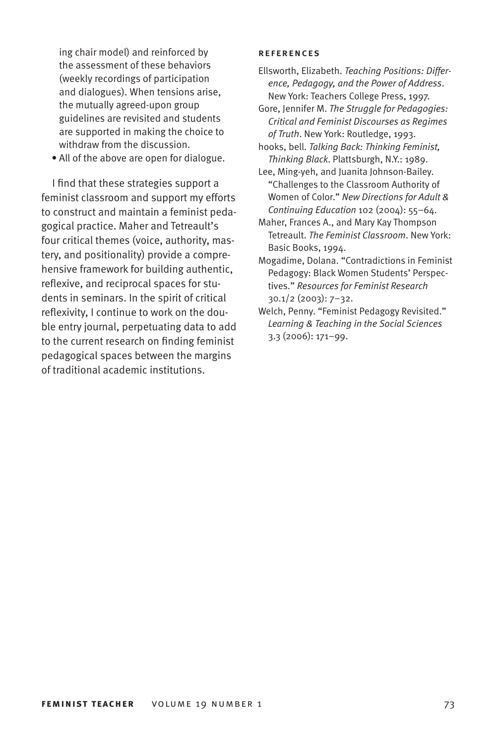ing chair model) and reinforced by the assessment of these behaviors (weekly recordings of participation and dialogues). When tensions arise, the mutually agreed-upon group guidelines are revisited and students are supported in making the choice to withdraw from the discussion.

- All of the above are open for dialogue.

I find that these strategies support a feminist classroom and support my efforts to construct and maintain a feminist pedagogical practice. Maher and Tetreault's four critical themes (voice, authority, mastery, and positionality) provide a comprehensive framework for building authentic, reflexive, and reciprocal spaces for students in seminars. In the spirit of critical reflexivity, I continue to work on the double entry journal, perpetuating data to add to the current research on finding feminist pedagogical spaces between the margins of traditional academic institutions.

## References

Ellsworth, Elizabeth. *Teaching Positions: Difference, Pedagogy, and the Power of Address*. New York: Teachers College Press, 1997.

Gore, Jennifer M. *The Struggle for Pedagogies: Critical and Feminist Discourses as Regimes of Truth*. New York: Routledge, 1993.

hooks, bell. *Talking Back: Thinking Feminist, Thinking Black*. Plattsburgh, N.Y.: 1989.

Lee, Ming-yeh, and Juanita Johnson-Bailey. "Challenges to the Classroom Authority of Women of Color." *New Directions for Adult & Continuing Education* 102 (2004): 55–64.

Maher, Frances A., and Mary Kay Thompson Tetreault. *The Feminist Classroom*. New York: Basic Books, 1994.

Mogadime, Dolana. "Contradictions in Feminist Pedagogy: Black Women Students' Perspectives." *Resources for Feminist Research* 30.1/2 (2003): 7–32.

Welch, Penny. "Feminist Pedagogy Revisited." *Learning & Teaching in the Social Sciences* 3.3 (2006): 171–99.